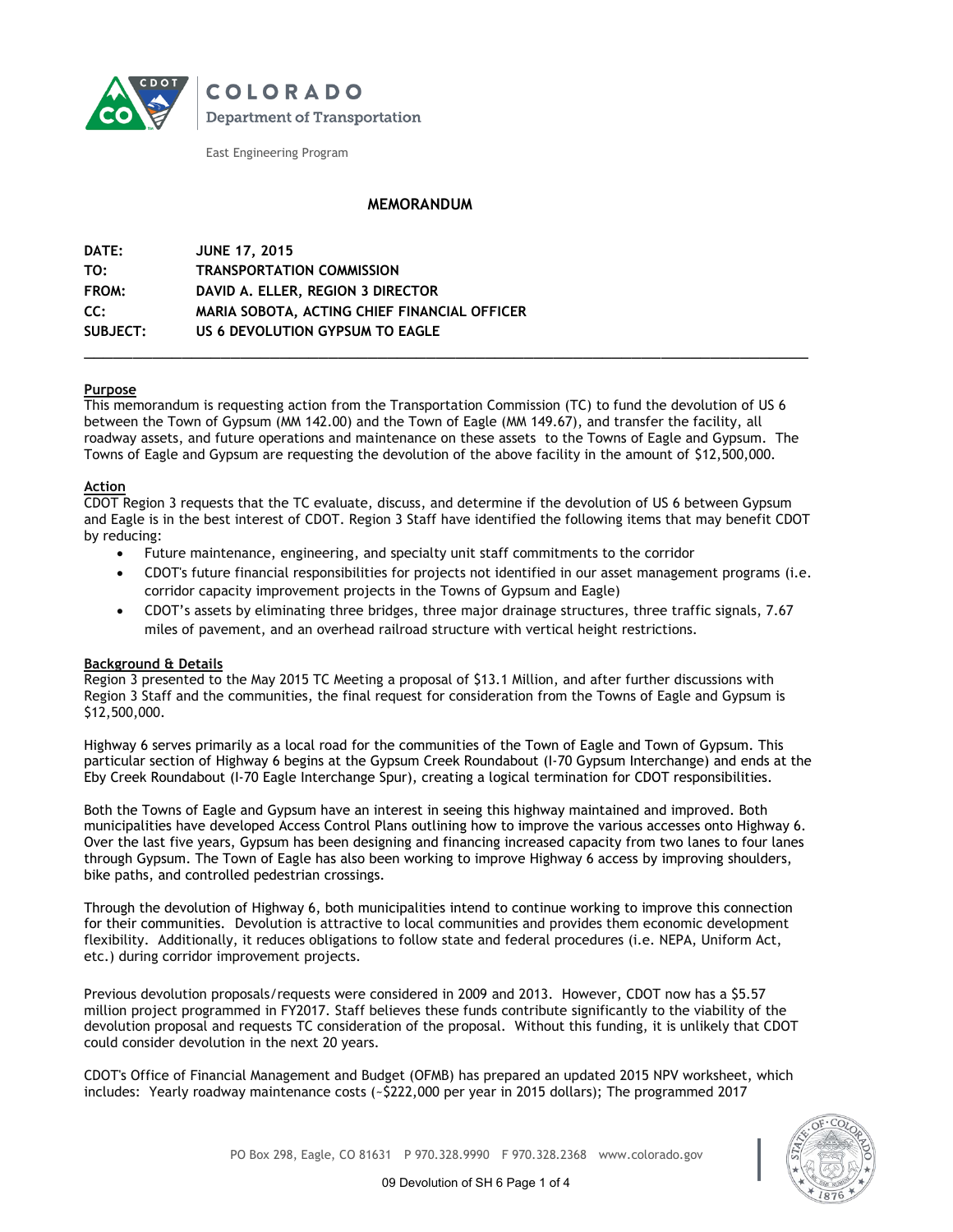COLORADO
Department of Transportation

East Engineering Program

## MEMORANDUM

| | |
|---|---|
| **DATE:** | **JUNE 17, 2015** |
| **TO:** | **TRANSPORTATION COMMISSION** |
| **FROM:** | **DAVID A. ELLER, REGION 3 DIRECTOR** |
| **CC:** | **MARIA SOBOTA, ACTING CHIEF FINANCIAL OFFICER** |
| **SUBJECT:** | **US 6 DEVOLUTION GYPSUM TO EAGLE** |

### Purpose

This memorandum is requesting action from the Transportation Commission (TC) to fund the devolution of US 6 between the Town of Gypsum (MM 142.00) and the Town of Eagle (MM 149.67), and transfer the facility, all roadway assets, and future operations and maintenance on these assets to the Towns of Eagle and Gypsum. The Towns of Eagle and Gypsum are requesting the devolution of the above facility in the amount of $12,500,000.

### Action

CDOT Region 3 requests that the TC evaluate, discuss, and determine if the devolution of US 6 between Gypsum and Eagle is in the best interest of CDOT. Region 3 Staff have identified the following items that may benefit CDOT by reducing:

- Future maintenance, engineering, and specialty unit staff commitments to the corridor
- CDOT's future financial responsibilities for projects not identified in our asset management programs (i.e. corridor capacity improvement projects in the Towns of Gypsum and Eagle)
- CDOT's assets by eliminating three bridges, three major drainage structures, three traffic signals, 7.67 miles of pavement, and an overhead railroad structure with vertical height restrictions.

### Background & Details

Region 3 presented to the May 2015 TC Meeting a proposal of $13.1 Million, and after further discussions with Region 3 Staff and the communities, the final request for consideration from the Towns of Eagle and Gypsum is $12,500,000.

Highway 6 serves primarily as a local road for the communities of the Town of Eagle and Town of Gypsum. This particular section of Highway 6 begins at the Gypsum Creek Roundabout (I-70 Gypsum Interchange) and ends at the Eby Creek Roundabout (I-70 Eagle Interchange Spur), creating a logical termination for CDOT responsibilities.

Both the Towns of Eagle and Gypsum have an interest in seeing this highway maintained and improved. Both municipalities have developed Access Control Plans outlining how to improve the various accesses onto Highway 6. Over the last five years, Gypsum has been designing and financing increased capacity from two lanes to four lanes through Gypsum. The Town of Eagle has also been working to improve Highway 6 access by improving shoulders, bike paths, and controlled pedestrian crossings.

Through the devolution of Highway 6, both municipalities intend to continue working to improve this connection for their communities. Devolution is attractive to local communities and provides them economic development flexibility. Additionally, it reduces obligations to follow state and federal procedures (i.e. NEPA, Uniform Act, etc.) during corridor improvement projects.

Previous devolution proposals/requests were considered in 2009 and 2013. However, CDOT now has a $5.57 million project programmed in FY2017. Staff believes these funds contribute significantly to the viability of the devolution proposal and requests TC consideration of the proposal. Without this funding, it is unlikely that CDOT could consider devolution in the next 20 years.

CDOT's Office of Financial Management and Budget (OFMB) has prepared an updated 2015 NPV worksheet, which includes: Yearly roadway maintenance costs (~$222,000 per year in 2015 dollars); The programmed 2017

PO Box 298, Eagle, CO 81631 P 970.328.9990 F 970.328.2368 www.colorado.gov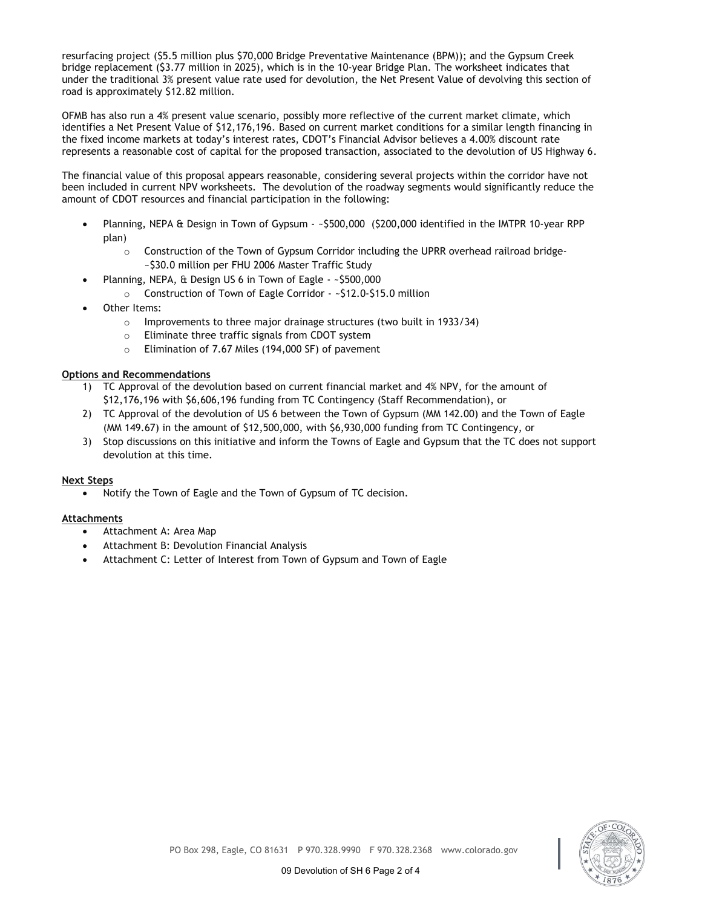resurfacing project ($5.5 million plus $70,000 Bridge Preventative Maintenance (BPM)); and the Gypsum Creek bridge replacement ($3.77 million in 2025), which is in the 10-year Bridge Plan. The worksheet indicates that under the traditional 3% present value rate used for devolution, the Net Present Value of devolving this section of road is approximately $12.82 million.

OFMB has also run a 4% present value scenario, possibly more reflective of the current market climate, which identifies a Net Present Value of $12,176,196. Based on current market conditions for a similar length financing in the fixed income markets at today's interest rates, CDOT's Financial Advisor believes a 4.00% discount rate represents a reasonable cost of capital for the proposed transaction, associated to the devolution of US Highway 6.

The financial value of this proposal appears reasonable, considering several projects within the corridor have not been included in current NPV worksheets. The devolution of the roadway segments would significantly reduce the amount of CDOT resources and financial participation in the following:

- Planning, NEPA & Design in Town of Gypsum - ~$500,000 ($200,000 identified in the IMTPR 10-year RPP plan)
  - Construction of the Town of Gypsum Corridor including the UPRR overhead railroad bridge- ~$30.0 million per FHU 2006 Master Traffic Study
- Planning, NEPA, & Design US 6 in Town of Eagle - ~$500,000
  - Construction of Town of Eagle Corridor - ~$12.0-$15.0 million
- Other Items:
  - Improvements to three major drainage structures (two built in 1933/34)
  - Eliminate three traffic signals from CDOT system
  - Elimination of 7.67 Miles (194,000 SF) of pavement

**Options and Recommendations**

1) TC Approval of the devolution based on current financial market and 4% NPV, for the amount of $12,176,196 with $6,606,196 funding from TC Contingency (Staff Recommendation), or
2) TC Approval of the devolution of US 6 between the Town of Gypsum (MM 142.00) and the Town of Eagle (MM 149.67) in the amount of $12,500,000, with $6,930,000 funding from TC Contingency, or
3) Stop discussions on this initiative and inform the Towns of Eagle and Gypsum that the TC does not support devolution at this time.

**Next Steps**

- Notify the Town of Eagle and the Town of Gypsum of TC decision.

**Attachments**

- Attachment A: Area Map
- Attachment B: Devolution Financial Analysis
- Attachment C: Letter of Interest from Town of Gypsum and Town of Eagle

PO Box 298, Eagle, CO 81631 P 970.328.9990 F 970.328.2368 www.colorado.gov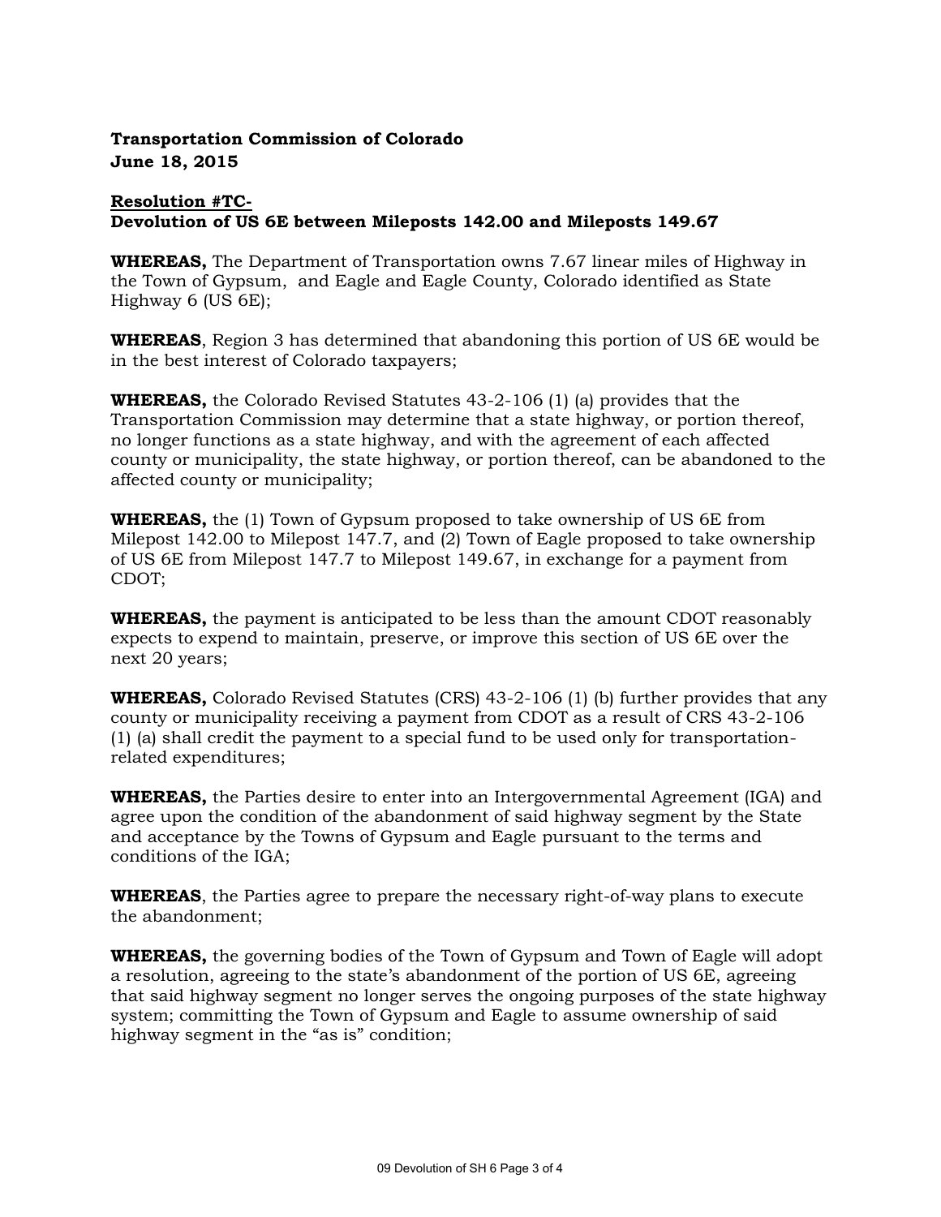**Transportation Commission of Colorado**
**June 18, 2015**

**Resolution #TC-**
**Devolution of US 6E between Mileposts 142.00 and Mileposts 149.67**

**WHEREAS,** The Department of Transportation owns 7.67 linear miles of Highway in the Town of Gypsum, and Eagle and Eagle County, Colorado identified as State Highway 6 (US 6E);

**WHEREAS**, Region 3 has determined that abandoning this portion of US 6E would be in the best interest of Colorado taxpayers;

**WHEREAS,** the Colorado Revised Statutes 43-2-106 (1) (a) provides that the Transportation Commission may determine that a state highway, or portion thereof, no longer functions as a state highway, and with the agreement of each affected county or municipality, the state highway, or portion thereof, can be abandoned to the affected county or municipality;

**WHEREAS,** the (1) Town of Gypsum proposed to take ownership of US 6E from Milepost 142.00 to Milepost 147.7, and (2) Town of Eagle proposed to take ownership of US 6E from Milepost 147.7 to Milepost 149.67, in exchange for a payment from CDOT;

**WHEREAS,** the payment is anticipated to be less than the amount CDOT reasonably expects to expend to maintain, preserve, or improve this section of US 6E over the next 20 years;

**WHEREAS,** Colorado Revised Statutes (CRS) 43-2-106 (1) (b) further provides that any county or municipality receiving a payment from CDOT as a result of CRS 43-2-106 (1) (a) shall credit the payment to a special fund to be used only for transportation-related expenditures;

**WHEREAS,** the Parties desire to enter into an Intergovernmental Agreement (IGA) and agree upon the condition of the abandonment of said highway segment by the State and acceptance by the Towns of Gypsum and Eagle pursuant to the terms and conditions of the IGA;

**WHEREAS**, the Parties agree to prepare the necessary right-of-way plans to execute the abandonment;

**WHEREAS,** the governing bodies of the Town of Gypsum and Town of Eagle will adopt a resolution, agreeing to the state's abandonment of the portion of US 6E, agreeing that said highway segment no longer serves the ongoing purposes of the state highway system; committing the Town of Gypsum and Eagle to assume ownership of said highway segment in the "as is" condition;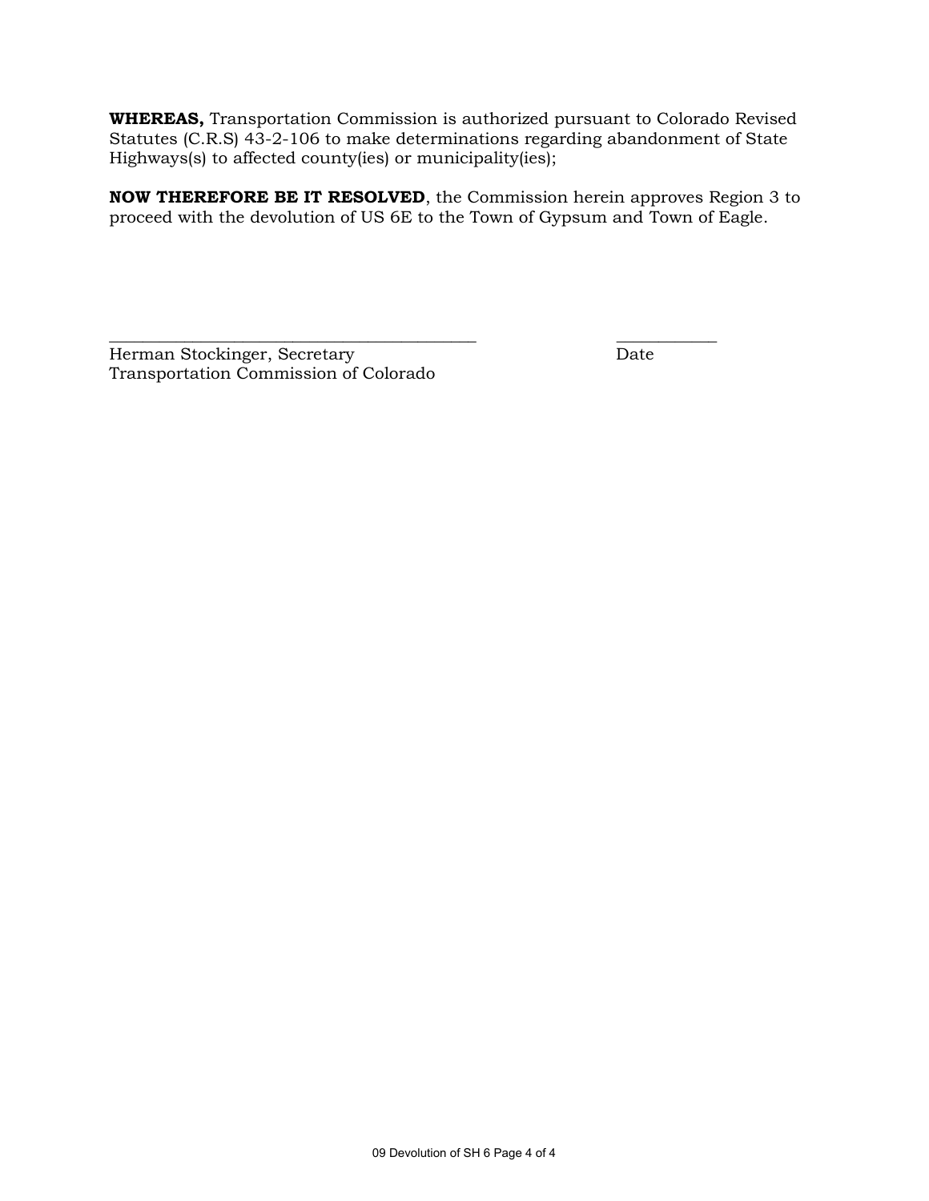**WHEREAS,** Transportation Commission is authorized pursuant to Colorado Revised Statutes (C.R.S) 43-2-106 to make determinations regarding abandonment of State Highways(s) to affected county(ies) or municipality(ies);

**NOW THEREFORE BE IT RESOLVED**, the Commission herein approves Region 3 to proceed with the devolution of US 6E to the Town of Gypsum and Town of Eagle.

_____________________________________________ ____________

Herman Stockinger, Secretary Date

Transportation Commission of Colorado